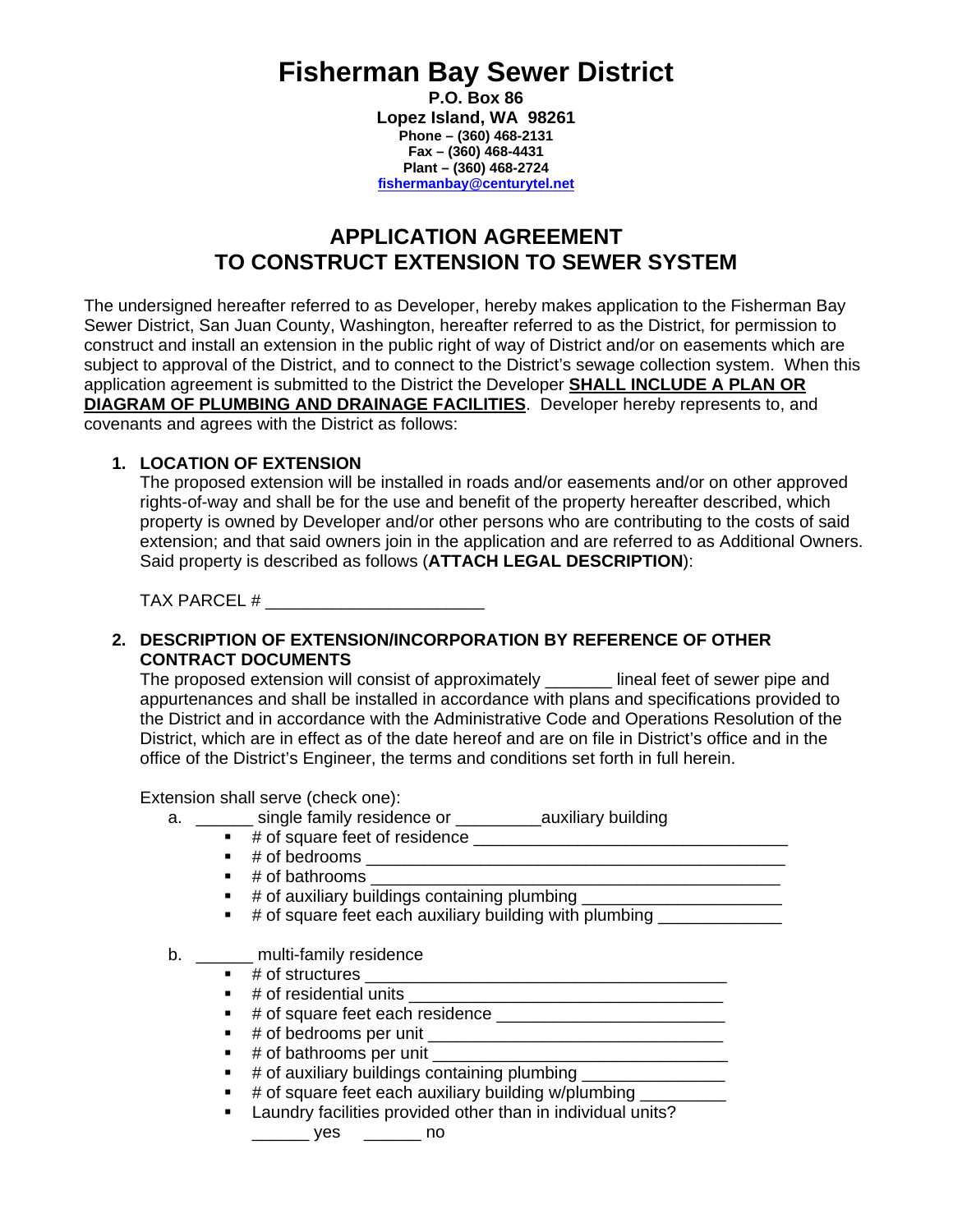# Fisherman Bay Sewer District

**P.O. Box 86**
**Lopez Island, WA 98261**
**Phone – (360) 468-2131**
**Fax – (360) 468-4431**
**Plant – (360) 468-2724**
**fishermanbay@centurytel.net**

## APPLICATION AGREEMENT TO CONSTRUCT EXTENSION TO SEWER SYSTEM

The undersigned hereafter referred to as Developer, hereby makes application to the Fisherman Bay Sewer District, San Juan County, Washington, hereafter referred to as the District, for permission to construct and install an extension in the public right of way of District and/or on easements which are subject to approval of the District, and to connect to the District's sewage collection system. When this application agreement is submitted to the District the Developer **SHALL INCLUDE A PLAN OR DIAGRAM OF PLUMBING AND DRAINAGE FACILITIES**. Developer hereby represents to, and covenants and agrees with the District as follows:

1. **LOCATION OF EXTENSION**
   The proposed extension will be installed in roads and/or easements and/or on other approved rights-of-way and shall be for the use and benefit of the property hereafter described, which property is owned by Developer and/or other persons who are contributing to the costs of said extension; and that said owners join in the application and are referred to as Additional Owners. Said property is described as follows (**ATTACH LEGAL DESCRIPTION**):

   TAX PARCEL # ______________________

2. **DESCRIPTION OF EXTENSION/INCORPORATION BY REFERENCE OF OTHER CONTRACT DOCUMENTS**
   The proposed extension will consist of approximately _______ lineal feet of sewer pipe and appurtenances and shall be installed in accordance with plans and specifications provided to the District and in accordance with the Administrative Code and Operations Resolution of the District, which are in effect as of the date hereof and are on file in District's office and in the office of the District's Engineer, the terms and conditions set forth in full herein.

   Extension shall serve (check one):

   a. ______ single family residence or _________auxiliary building
      - # of square feet of residence ________________________________
      - # of bedrooms ____________________________________________
      - # of bathrooms ___________________________________________
      - # of auxiliary buildings containing plumbing ____________________
      - # of square feet each auxiliary building with plumbing ____________

   b. ______ multi-family residence
      - # of structures ____________________________________
      - # of residential units _______________________________
      - # of square feet each residence _______________________
      - # of bedrooms per unit ______________________________
      - # of bathrooms per unit ______________________________
      - # of auxiliary buildings containing plumbing ______________
      - # of square feet each auxiliary building w/plumbing _________
      - Laundry facilities provided other than in individual units?
        ______ yes ______ no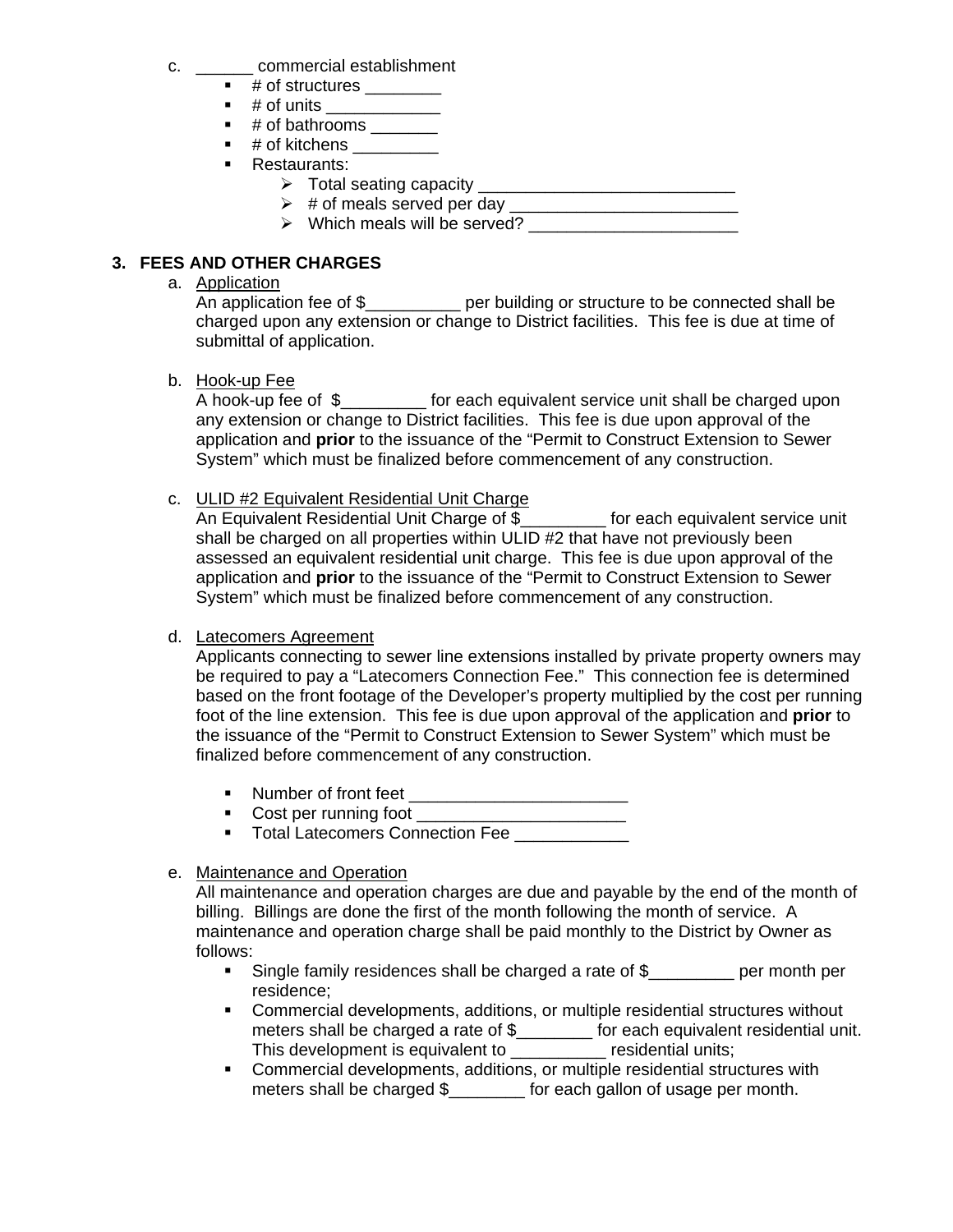c. ______ commercial establishment

- # of structures ________
- # of units ____________
- # of bathrooms _______
- # of kitchens _________
- Restaurants:
  - Total seating capacity ___________________________
  - # of meals served per day ________________________
  - Which meals will be served? ______________________

## 3. FEES AND OTHER CHARGES

a. Application

An application fee of $__________ per building or structure to be connected shall be charged upon any extension or change to District facilities. This fee is due at time of submittal of application.

b. Hook-up Fee

A hook-up fee of $_________ for each equivalent service unit shall be charged upon any extension or change to District facilities. This fee is due upon approval of the application and **prior** to the issuance of the "Permit to Construct Extension to Sewer System" which must be finalized before commencement of any construction.

c. ULID #2 Equivalent Residential Unit Charge

An Equivalent Residential Unit Charge of $_________ for each equivalent service unit shall be charged on all properties within ULID #2 that have not previously been assessed an equivalent residential unit charge. This fee is due upon approval of the application and **prior** to the issuance of the "Permit to Construct Extension to Sewer System" which must be finalized before commencement of any construction.

d. Latecomers Agreement

Applicants connecting to sewer line extensions installed by private property owners may be required to pay a "Latecomers Connection Fee." This connection fee is determined based on the front footage of the Developer's property multiplied by the cost per running foot of the line extension. This fee is due upon approval of the application and **prior** to the issuance of the "Permit to Construct Extension to Sewer System" which must be finalized before commencement of any construction.

- Number of front feet _______________________
- Cost per running foot ______________________
- Total Latecomers Connection Fee ____________

e. Maintenance and Operation

All maintenance and operation charges are due and payable by the end of the month of billing. Billings are done the first of the month following the month of service. A maintenance and operation charge shall be paid monthly to the District by Owner as follows:

- Single family residences shall be charged a rate of $_________ per month per residence;
- Commercial developments, additions, or multiple residential structures without meters shall be charged a rate of $________ for each equivalent residential unit. This development is equivalent to __________ residential units;
- Commercial developments, additions, or multiple residential structures with meters shall be charged $________ for each gallon of usage per month.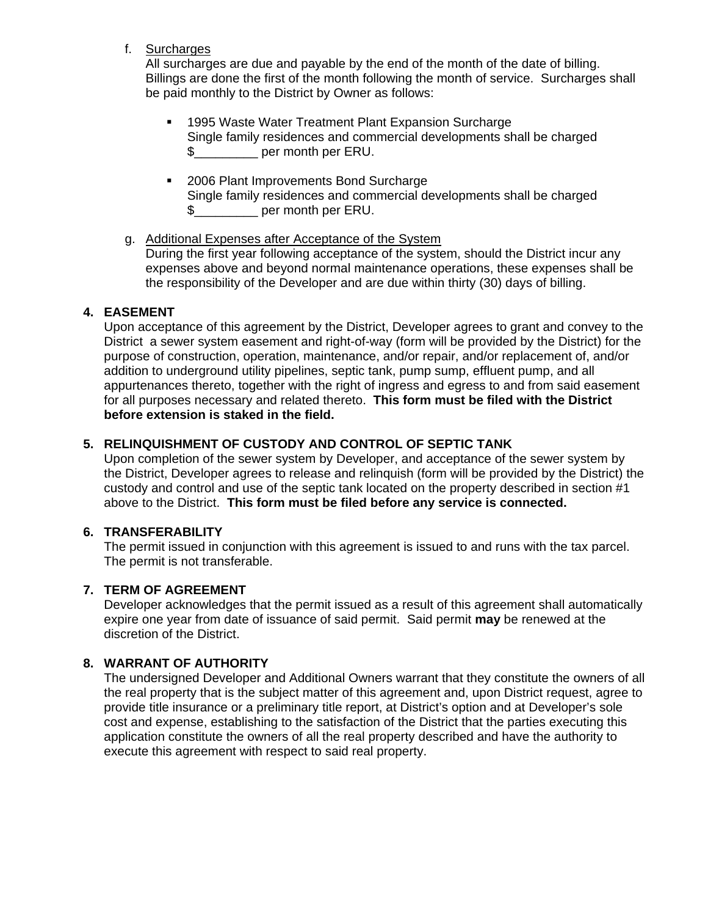f. Surcharges
   All surcharges are due and payable by the end of the month of the date of billing. Billings are done the first of the month following the month of service. Surcharges shall be paid monthly to the District by Owner as follows:

   - 1995 Waste Water Treatment Plant Expansion Surcharge
     Single family residences and commercial developments shall be charged $_________ per month per ERU.

   - 2006 Plant Improvements Bond Surcharge
     Single family residences and commercial developments shall be charged $_________ per month per ERU.

g. Additional Expenses after Acceptance of the System
   During the first year following acceptance of the system, should the District incur any expenses above and beyond normal maintenance operations, these expenses shall be the responsibility of the Developer and are due within thirty (30) days of billing.

**4. EASEMENT**
Upon acceptance of this agreement by the District, Developer agrees to grant and convey to the District a sewer system easement and right-of-way (form will be provided by the District) for the purpose of construction, operation, maintenance, and/or repair, and/or replacement of, and/or addition to underground utility pipelines, septic tank, pump sump, effluent pump, and all appurtenances thereto, together with the right of ingress and egress to and from said easement for all purposes necessary and related thereto. **This form must be filed with the District before extension is staked in the field.**

**5. RELINQUISHMENT OF CUSTODY AND CONTROL OF SEPTIC TANK**
Upon completion of the sewer system by Developer, and acceptance of the sewer system by the District, Developer agrees to release and relinquish (form will be provided by the District) the custody and control and use of the septic tank located on the property described in section #1 above to the District. **This form must be filed before any service is connected.**

**6. TRANSFERABILITY**
The permit issued in conjunction with this agreement is issued to and runs with the tax parcel. The permit is not transferable.

**7. TERM OF AGREEMENT**
Developer acknowledges that the permit issued as a result of this agreement shall automatically expire one year from date of issuance of said permit. Said permit **may** be renewed at the discretion of the District.

**8. WARRANT OF AUTHORITY**
The undersigned Developer and Additional Owners warrant that they constitute the owners of all the real property that is the subject matter of this agreement and, upon District request, agree to provide title insurance or a preliminary title report, at District's option and at Developer's sole cost and expense, establishing to the satisfaction of the District that the parties executing this application constitute the owners of all the real property described and have the authority to execute this agreement with respect to said real property.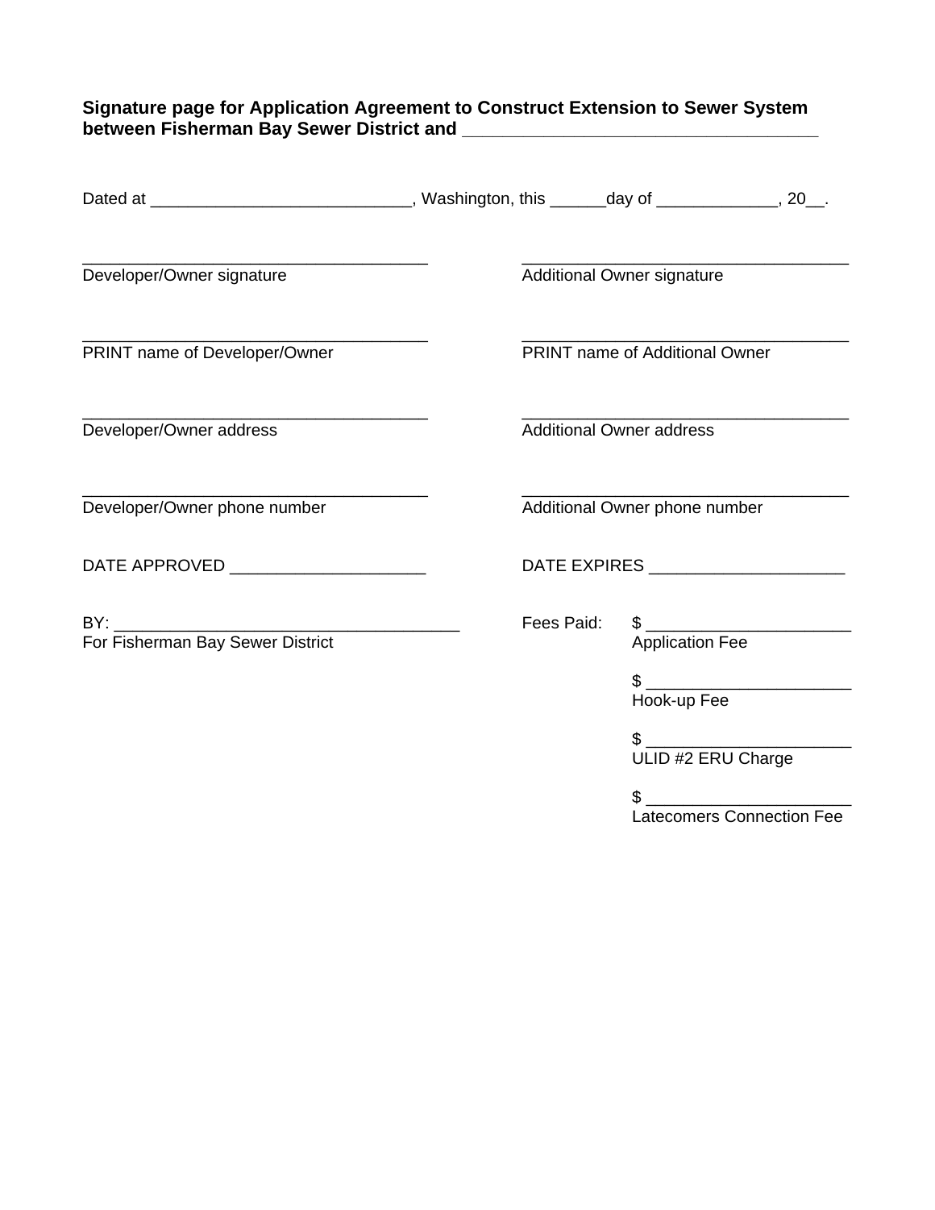**Signature page for Application Agreement to Construct Extension to Sewer System between Fisherman Bay Sewer District and ___________________________________**

Dated at ____________________________, Washington, this ______day of _____________, 20__.

| | |
|---|---|
| ___________________________________<br>Developer/Owner signature | ___________________________________<br>Additional Owner signature |
| ___________________________________<br>PRINT name of Developer/Owner | ___________________________________<br>PRINT name of Additional Owner |
| ___________________________________<br>Developer/Owner address | ___________________________________<br>Additional Owner address |
| ___________________________________<br>Developer/Owner phone number | ___________________________________<br>Additional Owner phone number |
| DATE APPROVED ____________________ | DATE EXPIRES ____________________ |

BY: _____________________________________
For Fisherman Bay Sewer District

Fees Paid:

$ ______________________
Application Fee

$ ______________________
Hook-up Fee

$ ______________________
ULID #2 ERU Charge

$ ______________________
Latecomers Connection Fee